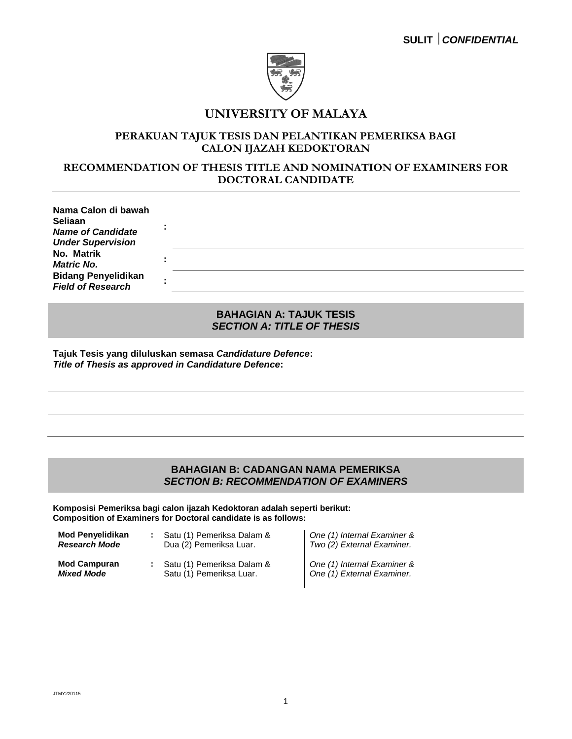SULIT | ***CONFIDENTIAL***

# UNIVERSITY OF MALAYA

## PERAKUAN TAJUK TESIS DAN PELANTIKAN PEMERIKSA BAGI CALON IJAZAH KEDOKTORAN

## RECOMMENDATION OF THESIS TITLE AND NOMINATION OF EXAMINERS FOR DOCTORAL CANDIDATE

| | | |
|---|---|---|
| **Nama Calon di bawah Seliaan** ***Name of Candidate Under Supervision*** | : | |
| **No. Matrik** ***Matric No.*** | : | |
| **Bidang Penyelidikan** ***Field of Research*** | : | |

## BAHAGIAN A: TAJUK TESIS
## *SECTION A: TITLE OF THESIS*

**Tajuk Tesis yang diluluskan semasa *Candidature Defence*:**
***Title of Thesis as approved in Candidature Defence*:**

## BAHAGIAN B: CADANGAN NAMA PEMERIKSA
## *SECTION B: RECOMMENDATION OF EXAMINERS*

**Komposisi Pemeriksa bagi calon ijazah Kedoktoran adalah seperti berikut:**
**Composition of Examiners for Doctoral candidate is as follows:**

| | | | |
|---|---|---|---|
| **Mod Penyelidikan** ***Research Mode*** | : | Satu (1) Pemeriksa Dalam & Dua (2) Pemeriksa Luar. | *One (1) Internal Examiner & Two (2) External Examiner.* |
| **Mod Campuran** ***Mixed Mode*** | : | Satu (1) Pemeriksa Dalam & Satu (1) Pemeriksa Luar. | *One (1) Internal Examiner & One (1) External Examiner.* |

JTMY220115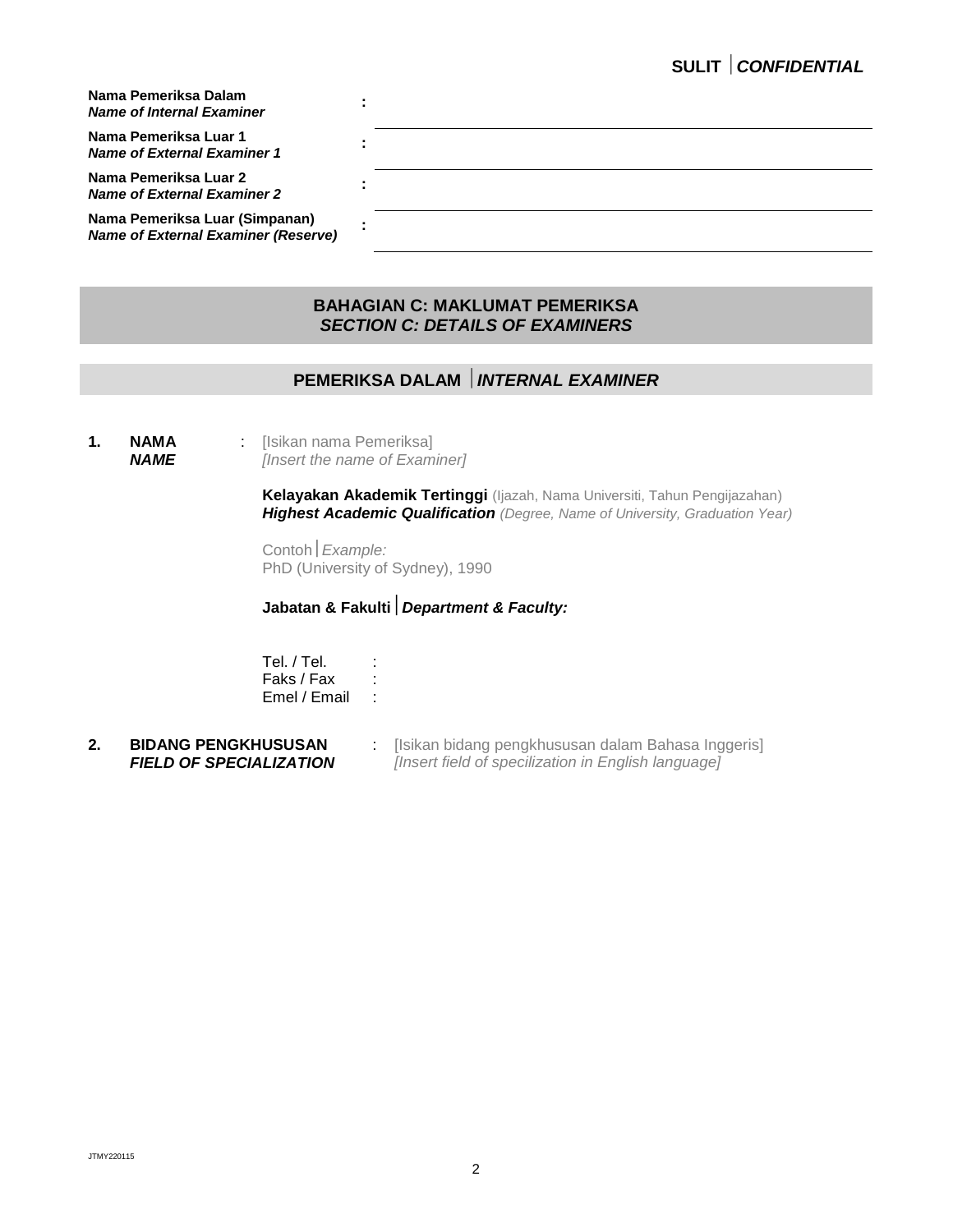SULIT | *CONFIDENTIAL*

| | | |
|---|---|---|
| **Nama Pemeriksa Dalam** ***Name of Internal Examiner*** | **:** | |
| **Nama Pemeriksa Luar 1** ***Name of External Examiner 1*** | **:** | |
| **Nama Pemeriksa Luar 2** ***Name of External Examiner 2*** | **:** | |
| **Nama Pemeriksa Luar (Simpanan)** ***Name of External Examiner (Reserve)*** | **:** | |

## BAHAGIAN C: MAKLUMAT PEMERIKSA
## *SECTION C: DETAILS OF EXAMINERS*

### PEMERIKSA DALAM | *INTERNAL EXAMINER*

**1. NAMA** 
***NAME*** : [Isikan nama Pemeriksa]
*[Insert the name of Examiner]*

**Kelayakan Akademik Tertinggi** (Ijazah, Nama Universiti, Tahun Pengijazahan)
***Highest Academic Qualification*** *(Degree, Name of University, Graduation Year)*

Contoh | *Example:*
PhD (University of Sydney), 1990

**Jabatan & Fakulti** | ***Department & Faculty:***

Tel. / Tel. :
Faks / Fax :
Emel / Email :

**2. BIDANG PENGKHUSUSAN**
***FIELD OF SPECIALIZATION*** : [Isikan bidang pengkhususan dalam Bahasa Inggeris]
*[Insert field of specilization in English language]*

JTMY220115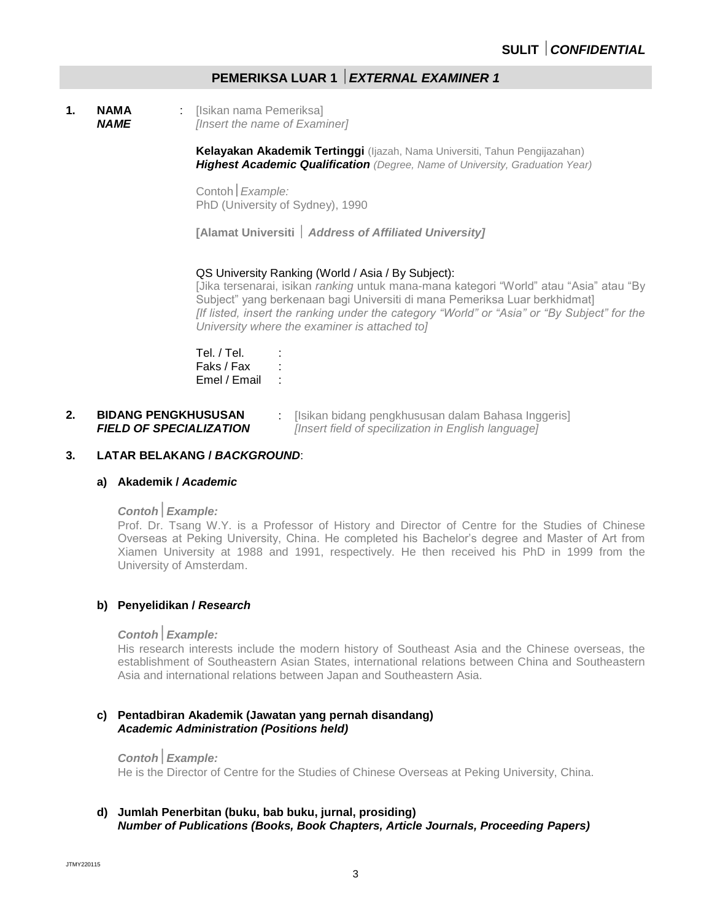**SULIT | *CONFIDENTIAL***

## PEMERIKSA LUAR 1 | *EXTERNAL EXAMINER 1*

**1. NAMA**
***NAME***

: [Isikan nama Pemeriksa]
*[Insert the name of Examiner]*

**Kelayakan Akademik Tertinggi** (Ijazah, Nama Universiti, Tahun Pengijazahan)
***Highest Academic Qualification*** *(Degree, Name of University, Graduation Year)*

Contoh | *Example:*
PhD (University of Sydney), 1990

**[Alamat Universiti | *Address of Affiliated University]***

QS University Ranking (World / Asia / By Subject):
[Jika tersenarai, isikan *ranking* untuk mana-mana kategori "World" atau "Asia" atau "By Subject" yang berkenaan bagi Universiti di mana Pemeriksa Luar berkhidmat]
*[If listed, insert the ranking under the category "World" or "Asia" or "By Subject" for the University where the examiner is attached to]*

Tel. / Tel. :
Faks / Fax :
Emel / Email :

**2. BIDANG PENGKHUSUSAN**
***FIELD OF SPECIALIZATION***

: [Isikan bidang pengkhususan dalam Bahasa Inggeris]
*[Insert field of specilization in English language]*

**3. LATAR BELAKANG / *BACKGROUND*:**

**a) Akademik / *Academic***

***Contoh | Example:***
Prof. Dr. Tsang W.Y. is a Professor of History and Director of Centre for the Studies of Chinese Overseas at Peking University, China. He completed his Bachelor's degree and Master of Art from Xiamen University at 1988 and 1991, respectively. He then received his PhD in 1999 from the University of Amsterdam.

**b) Penyelidikan / *Research***

***Contoh | Example:***
His research interests include the modern history of Southeast Asia and the Chinese overseas, the establishment of Southeastern Asian States, international relations between China and Southeastern Asia and international relations between Japan and Southeastern Asia.

**c) Pentadbiran Akademik (Jawatan yang pernah disandang)**
***Academic Administration (Positions held)***

***Contoh | Example:***
He is the Director of Centre for the Studies of Chinese Overseas at Peking University, China.

**d) Jumlah Penerbitan (buku, bab buku, jurnal, prosiding)**
***Number of Publications (Books, Book Chapters, Article Journals, Proceeding Papers)***

JTMY220115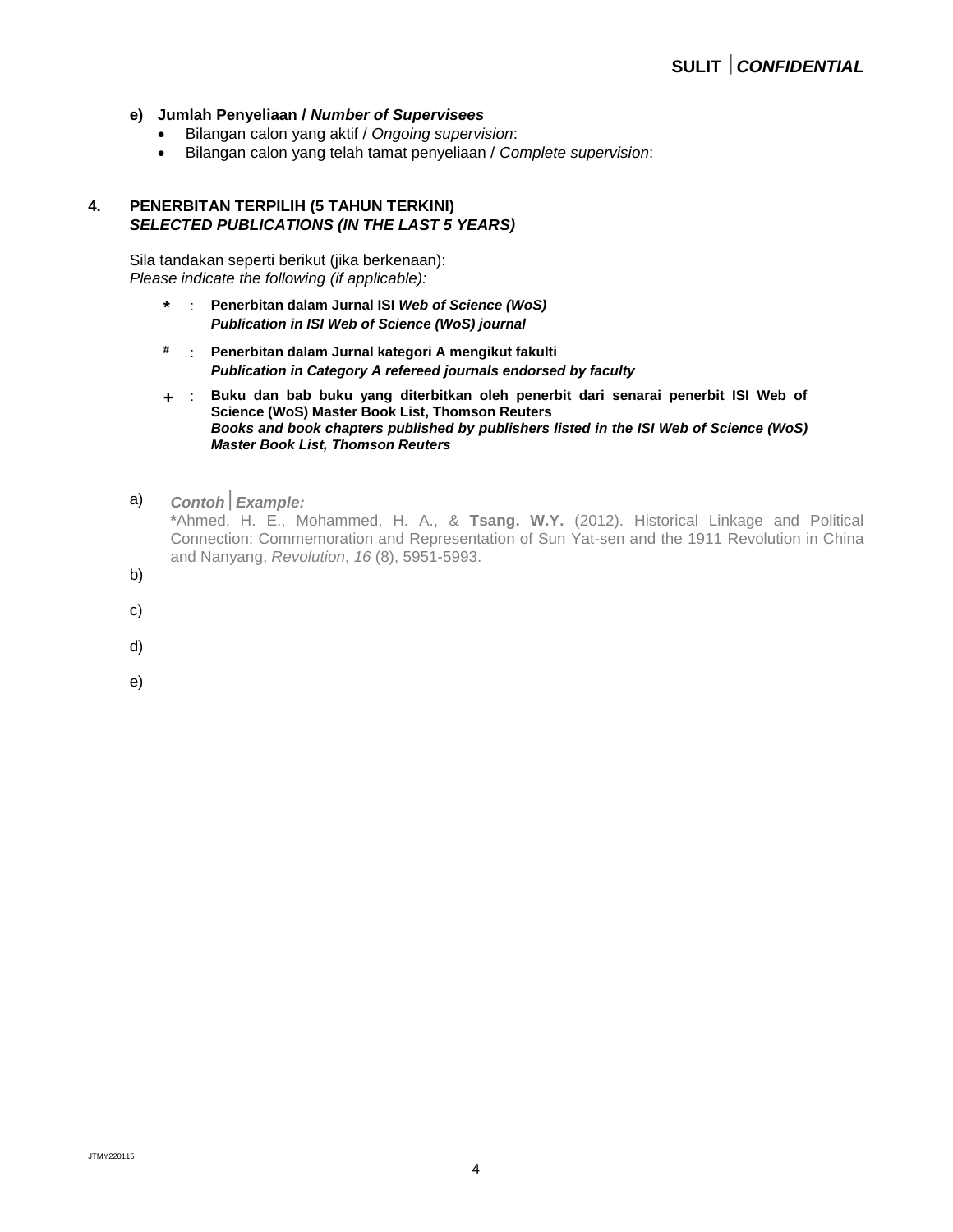**e) Jumlah Penyeliaan / *Number of Supervisees***

- Bilangan calon yang aktif / *Ongoing supervision*:
- Bilangan calon yang telah tamat penyeliaan / *Complete supervision*:

## 4. PENERBITAN TERPILIH (5 TAHUN TERKINI) *SELECTED PUBLICATIONS (IN THE LAST 5 YEARS)*

Sila tandakan seperti berikut (jika berkenaan):
*Please indicate the following (if applicable):*

**\*** : **Penerbitan dalam Jurnal ISI *Web of Science (WoS)***
***Publication in ISI Web of Science (WoS) journal***

**#** : **Penerbitan dalam Jurnal kategori A mengikut fakulti**
***Publication in Category A refereed journals endorsed by faculty***

**+** : **Buku dan bab buku yang diterbitkan oleh penerbit dari senarai penerbit ISI Web of Science (WoS) Master Book List, Thomson Reuters**
***Books and book chapters published by publishers listed in the ISI Web of Science (WoS) Master Book List, Thomson Reuters***

a) ***Contoh | Example:***
**\***Ahmed, H. E., Mohammed, H. A., & **Tsang. W.Y.** (2012). Historical Linkage and Political Connection: Commemoration and Representation of Sun Yat-sen and the 1911 Revolution in China and Nanyang, *Revolution*, *16* (8), 5951-5993.

b)

c)

d)

e)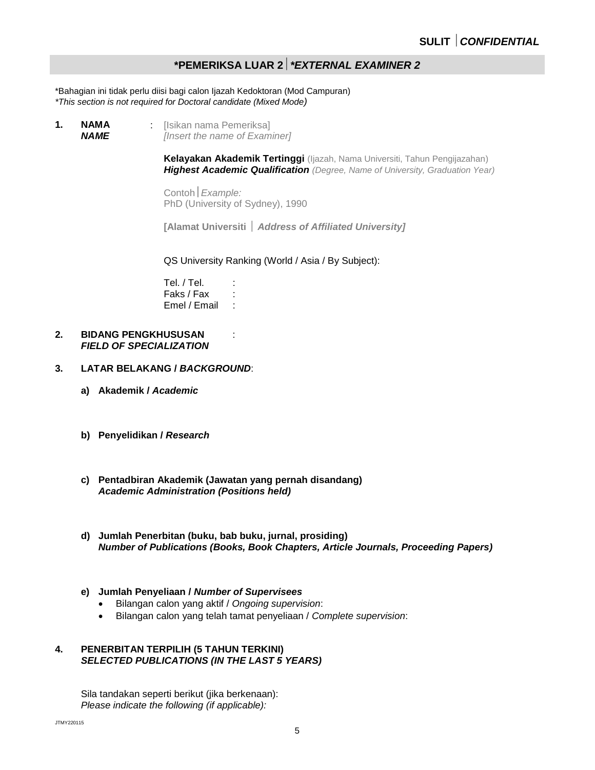**SULIT** | ***CONFIDENTIAL***

## *PEMERIKSA LUAR 2 | **EXTERNAL EXAMINER 2*

*Bahagian ini tidak perlu diisi bagi calon Ijazah Kedoktoran (Mod Campuran)
*This section is not required for Doctoral candidate (Mixed Mode)*

**1. NAMA**
***NAME***
: [Isikan nama Pemeriksa]
*[Insert the name of Examiner]*

**Kelayakan Akademik Tertinggi** (Ijazah, Nama Universiti, Tahun Pengijazahan)
***Highest Academic Qualification*** *(Degree, Name of University, Graduation Year)*

Contoh | *Example:*
PhD (University of Sydney), 1990

**[Alamat Universiti | *Address of Affiliated University]***

QS University Ranking (World / Asia / By Subject):

Tel. / Tel. :
Faks / Fax :
Emel / Email :

**2. BIDANG PENGKHUSUSAN** :
***FIELD OF SPECIALIZATION***

**3. LATAR BELAKANG / *BACKGROUND***:

**a) Akademik / *Academic***

**b) Penyelidikan / *Research***

**c) Pentadbiran Akademik (Jawatan yang pernah disandang)**
***Academic Administration (Positions held)***

**d) Jumlah Penerbitan (buku, bab buku, jurnal, prosiding)**
***Number of Publications (Books, Book Chapters, Article Journals, Proceeding Papers)***

**e) Jumlah Penyeliaan / *Number of Supervisees***
- Bilangan calon yang aktif / *Ongoing supervision*:
- Bilangan calon yang telah tamat penyeliaan / *Complete supervision*:

**4. PENERBITAN TERPILIH (5 TAHUN TERKINI)**
***SELECTED PUBLICATIONS (IN THE LAST 5 YEARS)***

Sila tandakan seperti berikut (jika berkenaan):
*Please indicate the following (if applicable):*

JTMY220115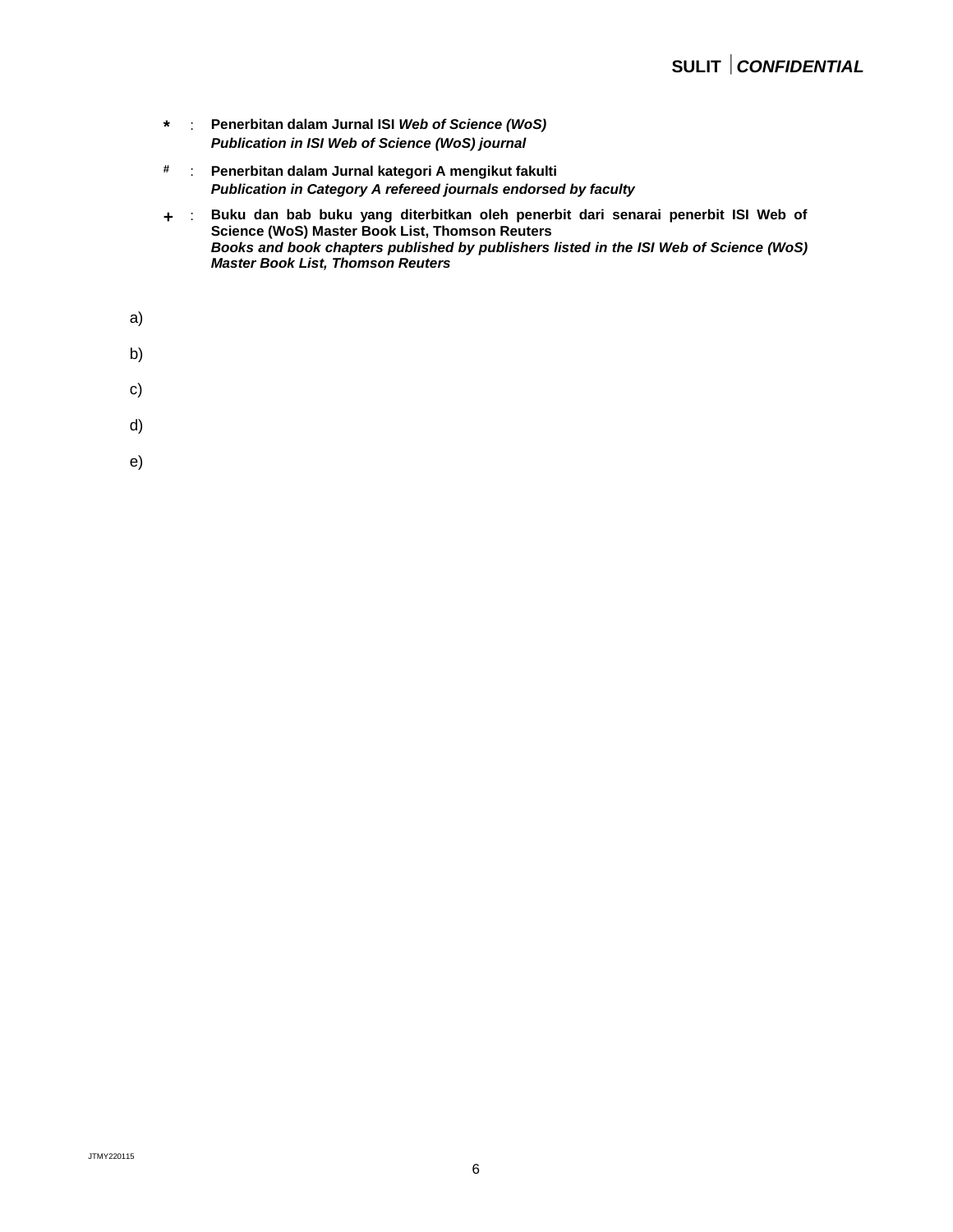**\*** : **Penerbitan dalam Jurnal ISI *Web of Science (WoS)***
***Publication in ISI Web of Science (WoS) journal***

**#** : **Penerbitan dalam Jurnal kategori A mengikut fakulti**
***Publication in Category A refereed journals endorsed by faculty***

**+** : **Buku dan bab buku yang diterbitkan oleh penerbit dari senarai penerbit ISI Web of Science (WoS) Master Book List, Thomson Reuters**
***Books and book chapters published by publishers listed in the ISI Web of Science (WoS) Master Book List, Thomson Reuters***

a)

b)

c)

d)

e)

JTMY220115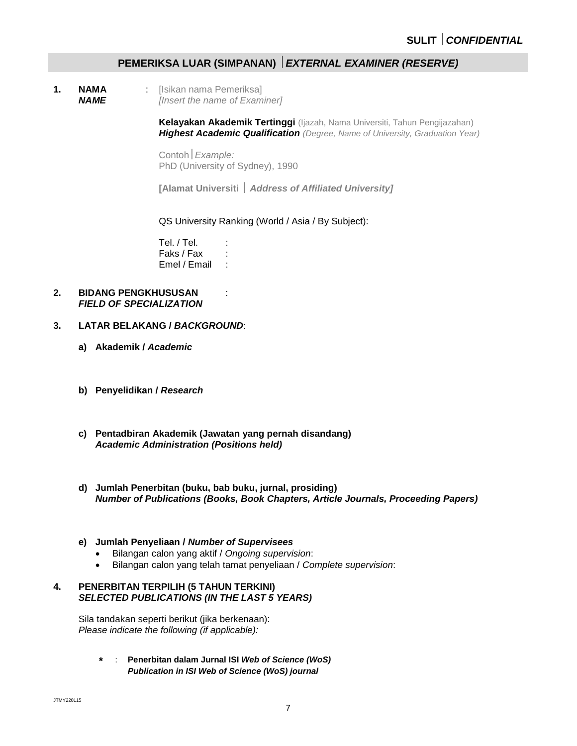**SULIT | *CONFIDENTIAL***

## PEMERIKSA LUAR (SIMPANAN) | *EXTERNAL EXAMINER (RESERVE)*

**1. NAMA**
***NAME***
: [Isikan nama Pemeriksa]
*[Insert the name of Examiner]*

**Kelayakan Akademik Tertinggi** (Ijazah, Nama Universiti, Tahun Pengijazahan)
***Highest Academic Qualification*** *(Degree, Name of University, Graduation Year)*

Contoh | *Example:*
PhD (University of Sydney), 1990

**[Alamat Universiti | *Address of Affiliated University]***

QS University Ranking (World / Asia / By Subject):

Tel. / Tel. :
Faks / Fax :
Emel / Email :

**2. BIDANG PENGKHUSUSAN** :
***FIELD OF SPECIALIZATION***

**3. LATAR BELAKANG / *BACKGROUND***:

**a) Akademik / *Academic***

**b) Penyelidikan / *Research***

**c) Pentadbiran Akademik (Jawatan yang pernah disandang)**
***Academic Administration (Positions held)***

**d) Jumlah Penerbitan (buku, bab buku, jurnal, prosiding)**
***Number of Publications (Books, Book Chapters, Article Journals, Proceeding Papers)***

**e) Jumlah Penyeliaan / *Number of Supervisees***
- Bilangan calon yang aktif / *Ongoing supervision*:
- Bilangan calon yang telah tamat penyeliaan / *Complete supervision*:

**4. PENERBITAN TERPILIH (5 TAHUN TERKINI)**
***SELECTED PUBLICATIONS (IN THE LAST 5 YEARS)***

Sila tandakan seperti berikut (jika berkenaan):
*Please indicate the following (if applicable):*

**\*** : **Penerbitan dalam Jurnal ISI *Web of Science (WoS)***
***Publication in ISI Web of Science (WoS) journal***

JTMY220115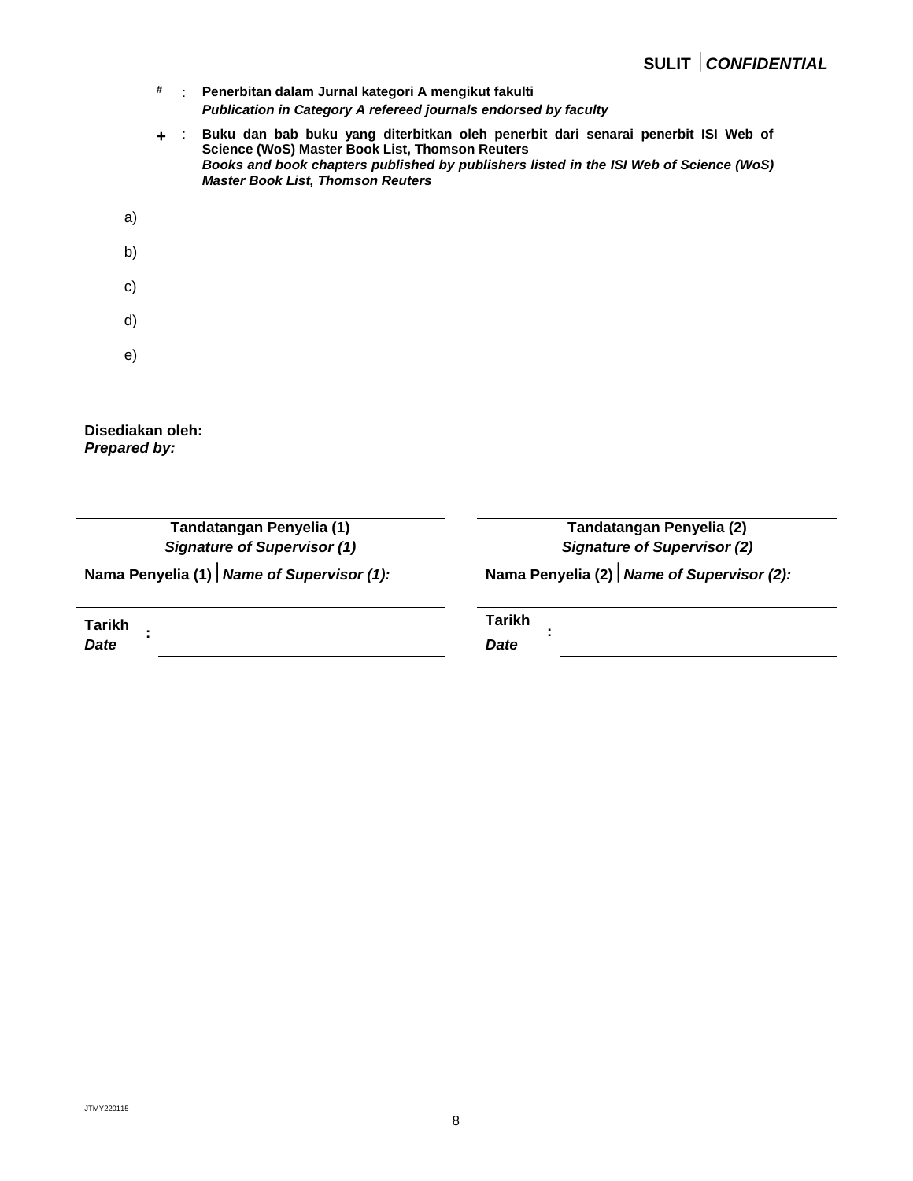| | | |
|---|---|---|
| # | : | **Penerbitan dalam Jurnal kategori A mengikut fakulti** ***Publication in Category A refereed journals endorsed by faculty*** |
| + | : | **Buku dan bab buku yang diterbitkan oleh penerbit dari senarai penerbit ISI Web of Science (WoS) Master Book List, Thomson Reuters** ***Books and book chapters published by publishers listed in the ISI Web of Science (WoS) Master Book List, Thomson Reuters*** |

a)

b)

c)

d)

e)

**Disediakan oleh:**
***Prepared by:***

| | |
|---|---|
| **Tandatangan Penyelia (1)** ***Signature of Supervisor (1)*** | **Tandatangan Penyelia (2)** ***Signature of Supervisor (2)*** |
| **Nama Penyelia (1)** \| ***Name of Supervisor (1):*** | **Nama Penyelia (2)** \| ***Name of Supervisor (2):*** |
| **Tarikh** ***Date*** **:** | **Tarikh** ***Date*** **:** |

JTMY220115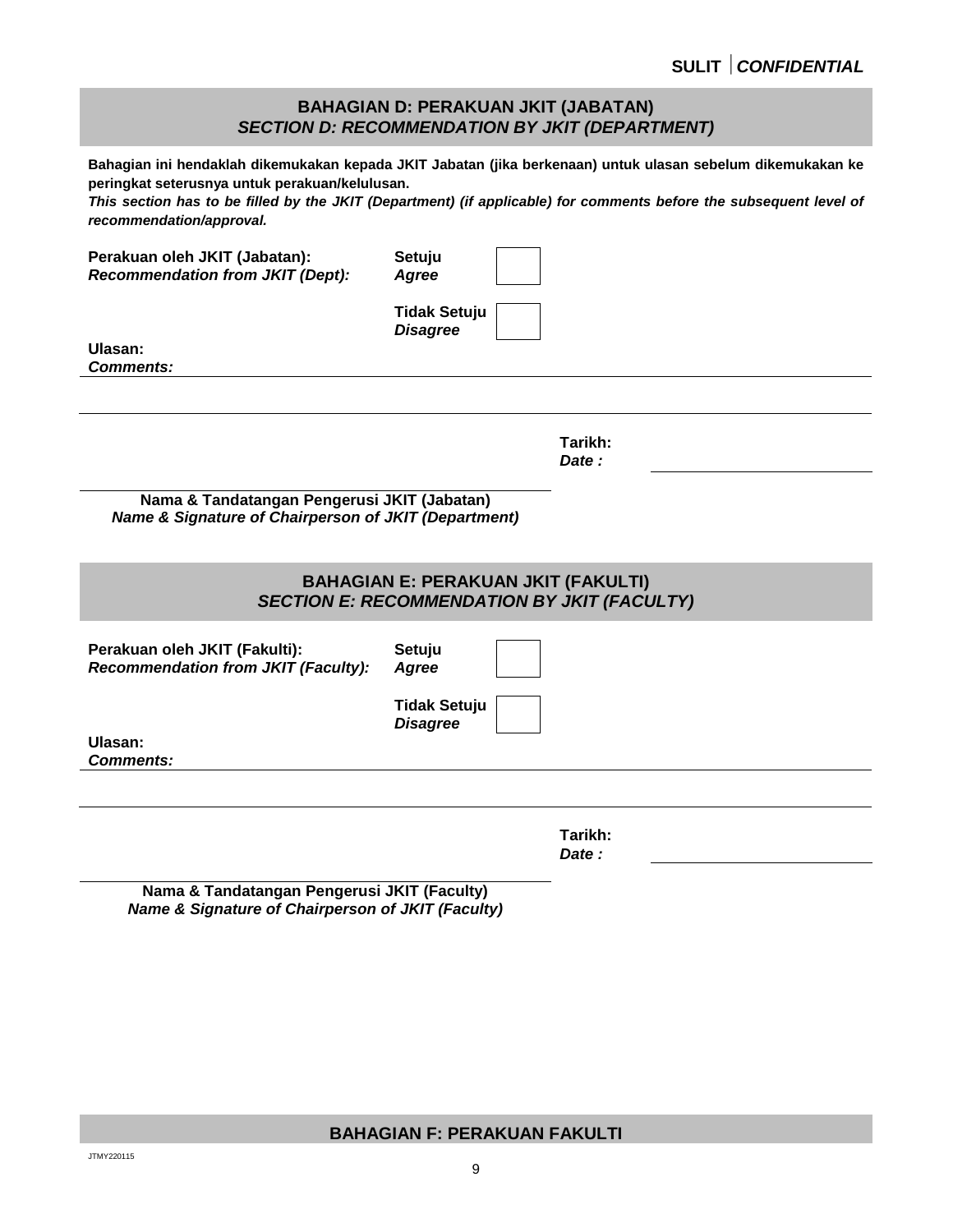## BAHAGIAN D: PERAKUAN JKIT (JABATAN)
## *SECTION D: RECOMMENDATION BY JKIT (DEPARTMENT)*

**Bahagian ini hendaklah dikemukakan kepada JKIT Jabatan (jika berkenaan) untuk ulasan sebelum dikemukakan ke peringkat seterusnya untuk perakuan/kelulusan.**
***This section has to be filled by the JKIT (Department) (if applicable) for comments before the subsequent level of recommendation/approval.***

**Perakuan oleh JKIT (Jabatan):**
***Recommendation from JKIT (Dept):***

**Setuju** ***Agree*** ☐

**Tidak Setuju** ***Disagree*** ☐

**Ulasan:**
***Comments:***

________________________________________

________________________________________

**Tarikh:**
***Date :*** ____________________

________________________________________
**Nama & Tandatangan Pengerusi JKIT (Jabatan)**
***Name & Signature of Chairperson of JKIT (Department)***

## BAHAGIAN E: PERAKUAN JKIT (FAKULTI)
## *SECTION E: RECOMMENDATION BY JKIT (FACULTY)*

**Perakuan oleh JKIT (Fakulti):**
***Recommendation from JKIT (Faculty):***

**Setuju** ***Agree*** ☐

**Tidak Setuju** ***Disagree*** ☐

**Ulasan:**
***Comments:***

________________________________________

________________________________________

**Tarikh:**
***Date :*** ____________________

________________________________________
**Nama & Tandatangan Pengerusi JKIT (Faculty)**
***Name & Signature of Chairperson of JKIT (Faculty)***

## BAHAGIAN F: PERAKUAN FAKULTI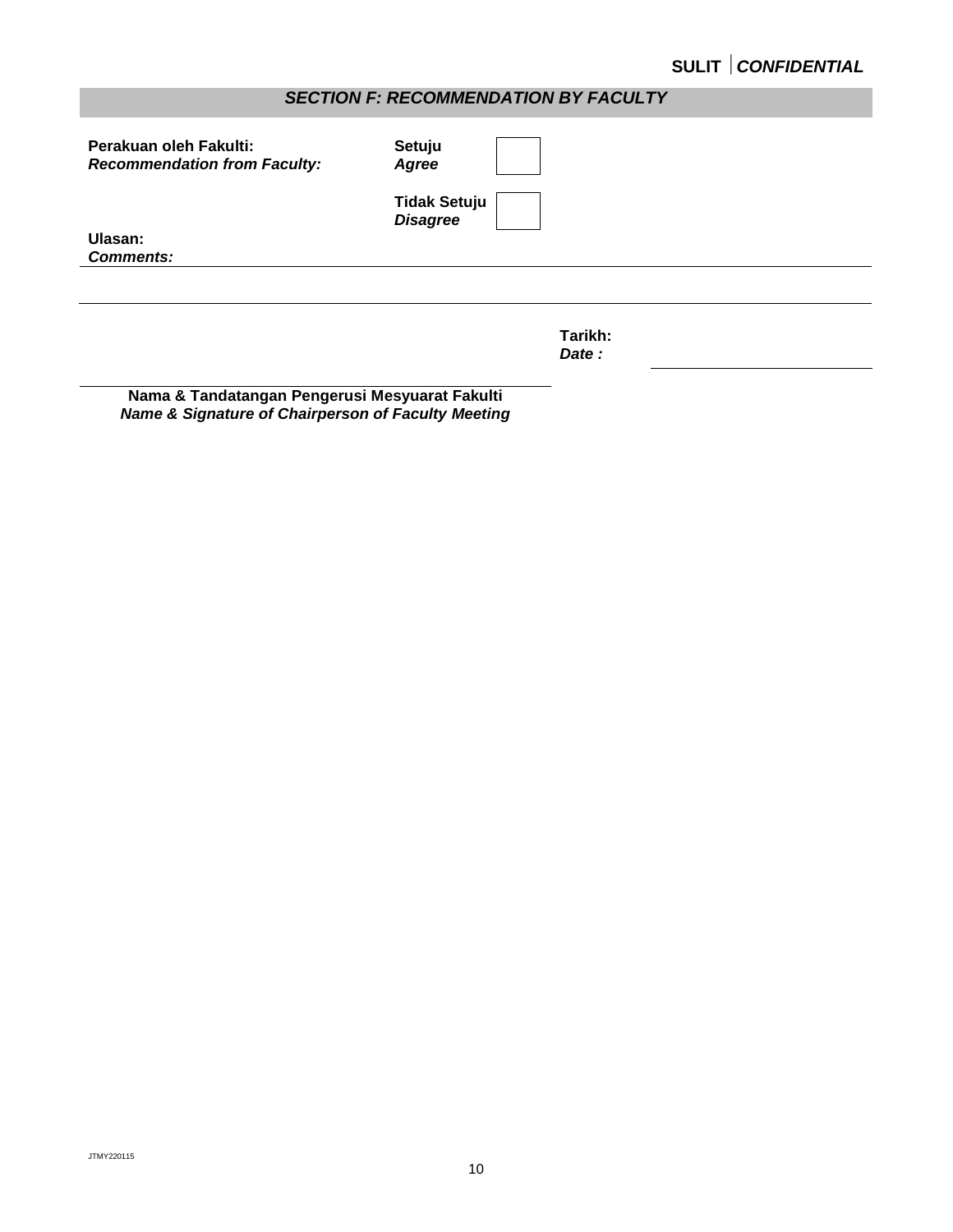SULIT | *CONFIDENTIAL*

## *SECTION F: RECOMMENDATION BY FACULTY*

**Perakuan oleh Fakulti:**
***Recommendation from Faculty:***

**Setuju**
***Agree*** ☐

**Tidak Setuju**
***Disagree*** ☐

**Ulasan:**
***Comments:*** ____________________________________________

____________________________________________

**Tarikh:**
***Date :*** ____________________

____________________________________________
**Nama & Tandatangan Pengerusi Mesyuarat Fakulti**
***Name & Signature of Chairperson of Faculty Meeting***

JTMY220115